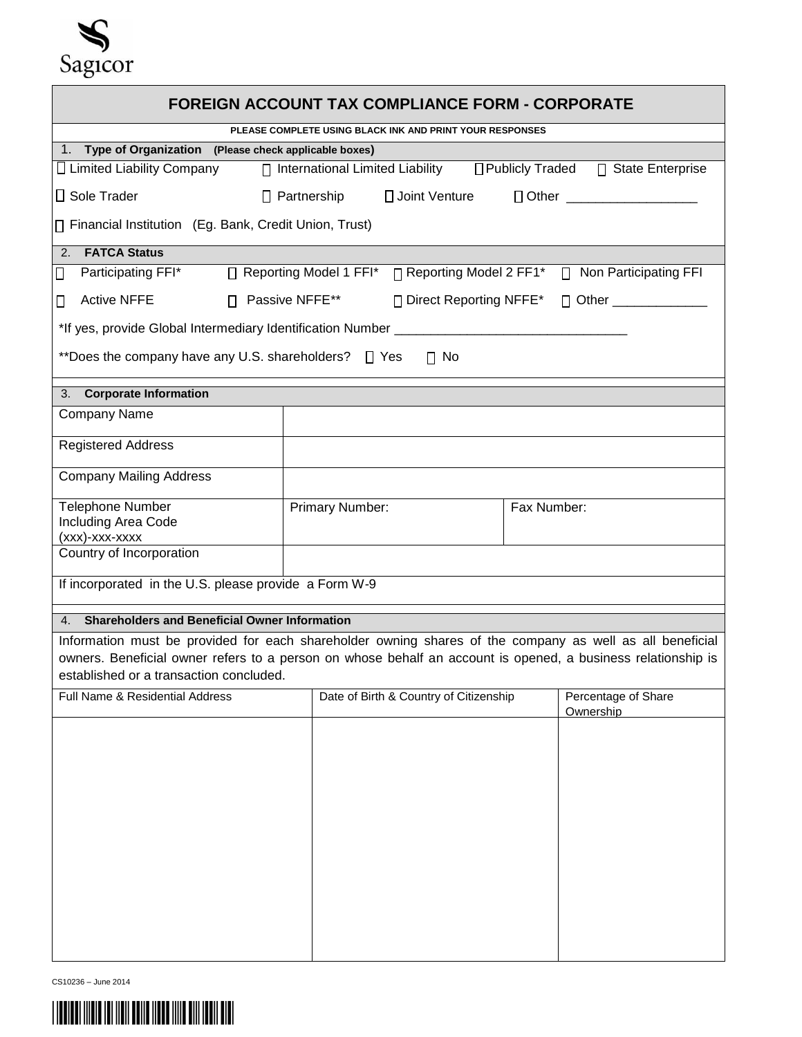Sagicor

# FOREIGN ACCOUNT TAX COMPLIANCE FORM - CORPORATE

**PLEASE COMPLETE USING BLACK INK AND PRINT YOUR RESPONSES**

## 1. Type of Organization (Please check applicable boxes)

☐ Limited Liability Company ☐ International Limited Liability ☐ Publicly Traded ☐ State Enterprise

☐ Sole Trader ☐ Partnership ☐ Joint Venture ☐ Other __________________

☐ Financial Institution (Eg. Bank, Credit Union, Trust)

## 2. FATCA Status

☐ Participating FFI* ☐ Reporting Model 1 FFI* ☐ Reporting Model 2 FF1* ☐ Non Participating FFI

☐ Active NFFE ☐ Passive NFFE** ☐ Direct Reporting NFFE* ☐ Other _____________

*If yes, provide Global Intermediary Identification Number ________________________________

**Does the company have any U.S. shareholders? ☐ Yes ☐ No

## 3. Corporate Information

| Company Name | | |
|---|---|---|
| Registered Address | | |
| Company Mailing Address | | |
| Telephone Number Including Area Code (xxx)-xxx-xxxx | Primary Number: | Fax Number: |
| Country of Incorporation | | |

If incorporated in the U.S. please provide a Form W-9

## 4. Shareholders and Beneficial Owner Information

Information must be provided for each shareholder owning shares of the company as well as all beneficial owners. Beneficial owner refers to a person on whose behalf an account is opened, a business relationship is established or a transaction concluded.

| Full Name & Residential Address | Date of Birth & Country of Citizenship | Percentage of Share Ownership |
|---|---|---|
| | | |

CS10236 – June 2014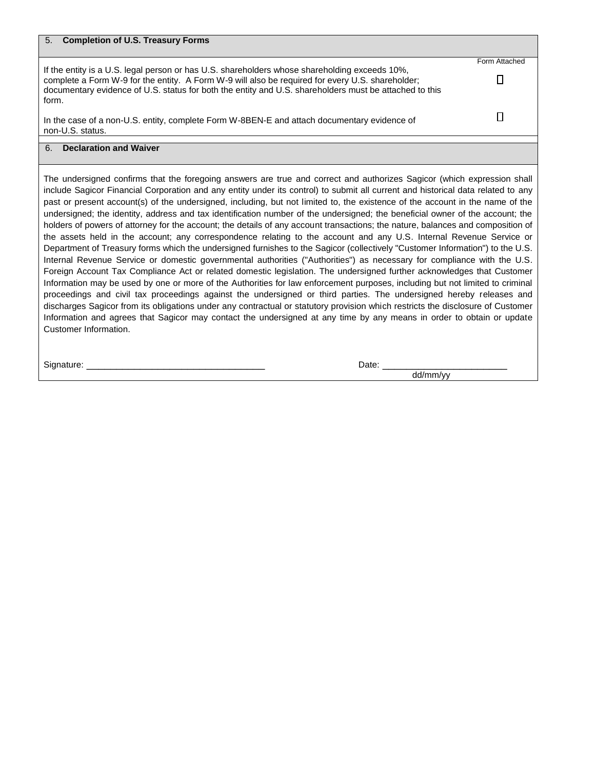## 5. Completion of U.S. Treasury Forms

| | Form Attached |
|---|---|
| If the entity is a U.S. legal person or has U.S. shareholders whose shareholding exceeds 10%, complete a Form W-9 for the entity. A Form W-9 will also be required for every U.S. shareholder; documentary evidence of U.S. status for both the entity and U.S. shareholders must be attached to this form. | ☐ |
| In the case of a non-U.S. entity, complete Form W-8BEN-E and attach documentary evidence of non-U.S. status. | ☐ |

## 6. Declaration and Waiver

The undersigned confirms that the foregoing answers are true and correct and authorizes Sagicor (which expression shall include Sagicor Financial Corporation and any entity under its control) to submit all current and historical data related to any past or present account(s) of the undersigned, including, but not limited to, the existence of the account in the name of the undersigned; the identity, address and tax identification number of the undersigned; the beneficial owner of the account; the holders of powers of attorney for the account; the details of any account transactions; the nature, balances and composition of the assets held in the account; any correspondence relating to the account and any U.S. Internal Revenue Service or Department of Treasury forms which the undersigned furnishes to the Sagicor (collectively "Customer Information") to the U.S. Internal Revenue Service or domestic governmental authorities ("Authorities") as necessary for compliance with the U.S. Foreign Account Tax Compliance Act or related domestic legislation. The undersigned further acknowledges that Customer Information may be used by one or more of the Authorities for law enforcement purposes, including but not limited to criminal proceedings and civil tax proceedings against the undersigned or third parties. The undersigned hereby releases and discharges Sagicor from its obligations under any contractual or statutory provision which restricts the disclosure of Customer Information and agrees that Sagicor may contact the undersigned at any time by any means in order to obtain or update Customer Information.

Signature: ___________________________________ Date: ________________________
dd/mm/yy